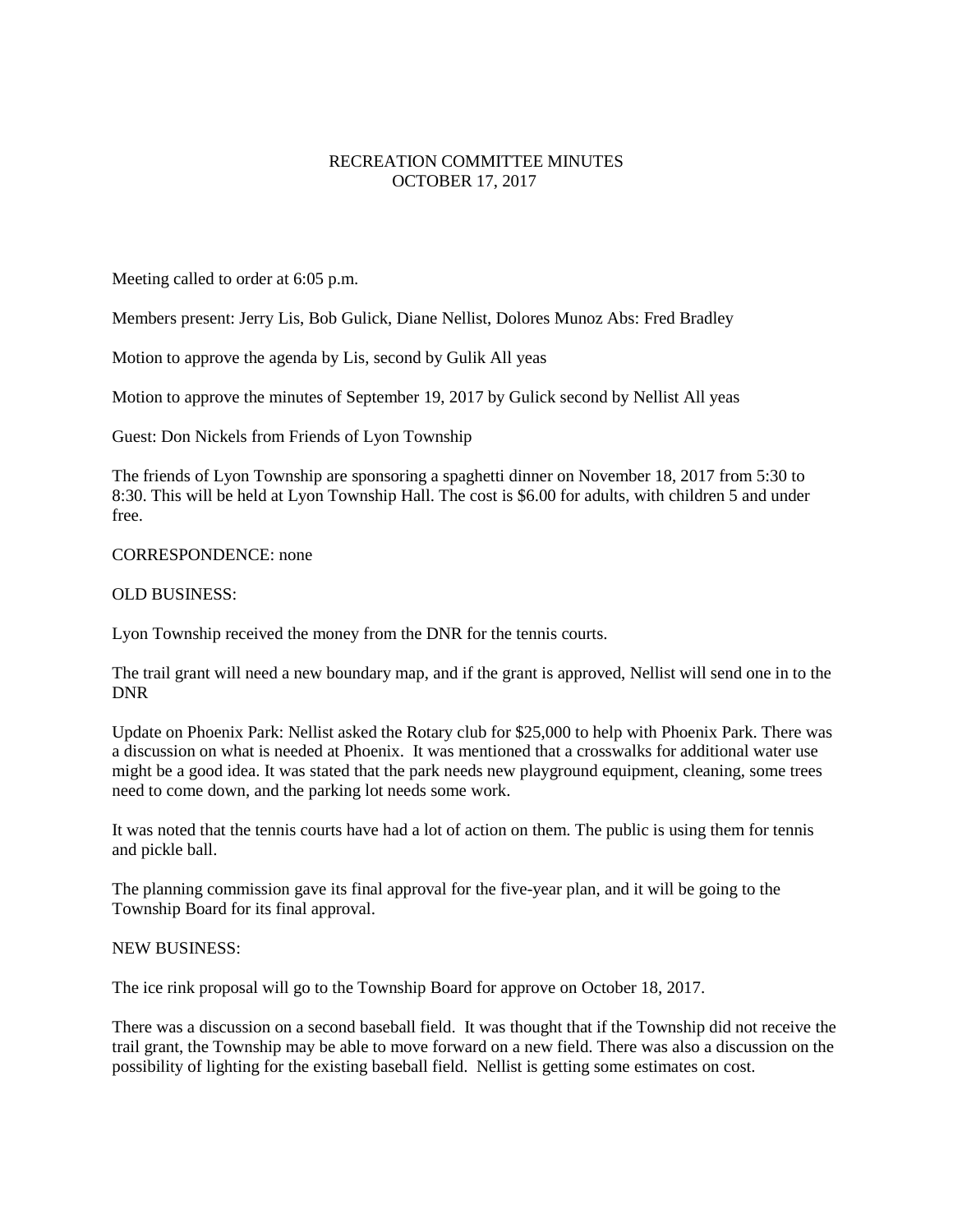# RECREATION COMMITTEE MINUTES
## OCTOBER 17, 2017

Meeting called to order at 6:05 p.m.

Members present: Jerry Lis, Bob Gulick, Diane Nellist, Dolores Munoz Abs: Fred Bradley

Motion to approve the agenda by Lis, second by Gulik All yeas

Motion to approve the minutes of September 19, 2017 by Gulick second by Nellist All yeas

Guest: Don Nickels from Friends of Lyon Township

The friends of Lyon Township are sponsoring a spaghetti dinner on November 18, 2017 from 5:30 to 8:30. This will be held at Lyon Township Hall. The cost is $6.00 for adults, with children 5 and under free.

CORRESPONDENCE: none

OLD BUSINESS:

Lyon Township received the money from the DNR for the tennis courts.

The trail grant will need a new boundary map, and if the grant is approved, Nellist will send one in to the DNR

Update on Phoenix Park: Nellist asked the Rotary club for $25,000 to help with Phoenix Park. There was a discussion on what is needed at Phoenix. It was mentioned that a crosswalks for additional water use might be a good idea. It was stated that the park needs new playground equipment, cleaning, some trees need to come down, and the parking lot needs some work.

It was noted that the tennis courts have had a lot of action on them. The public is using them for tennis and pickle ball.

The planning commission gave its final approval for the five-year plan, and it will be going to the Township Board for its final approval.

NEW BUSINESS:

The ice rink proposal will go to the Township Board for approve on October 18, 2017.

There was a discussion on a second baseball field. It was thought that if the Township did not receive the trail grant, the Township may be able to move forward on a new field. There was also a discussion on the possibility of lighting for the existing baseball field. Nellist is getting some estimates on cost.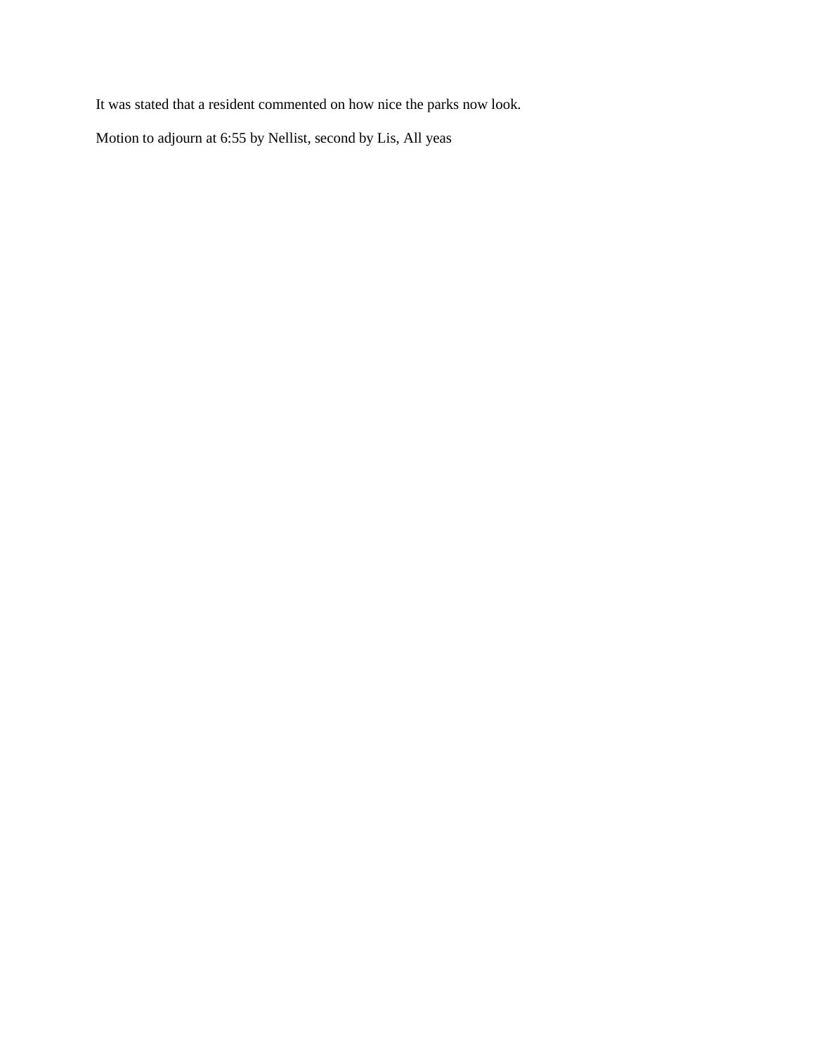It was stated that a resident commented on how nice the parks now look.

Motion to adjourn at 6:55 by Nellist, second by Lis, All yeas